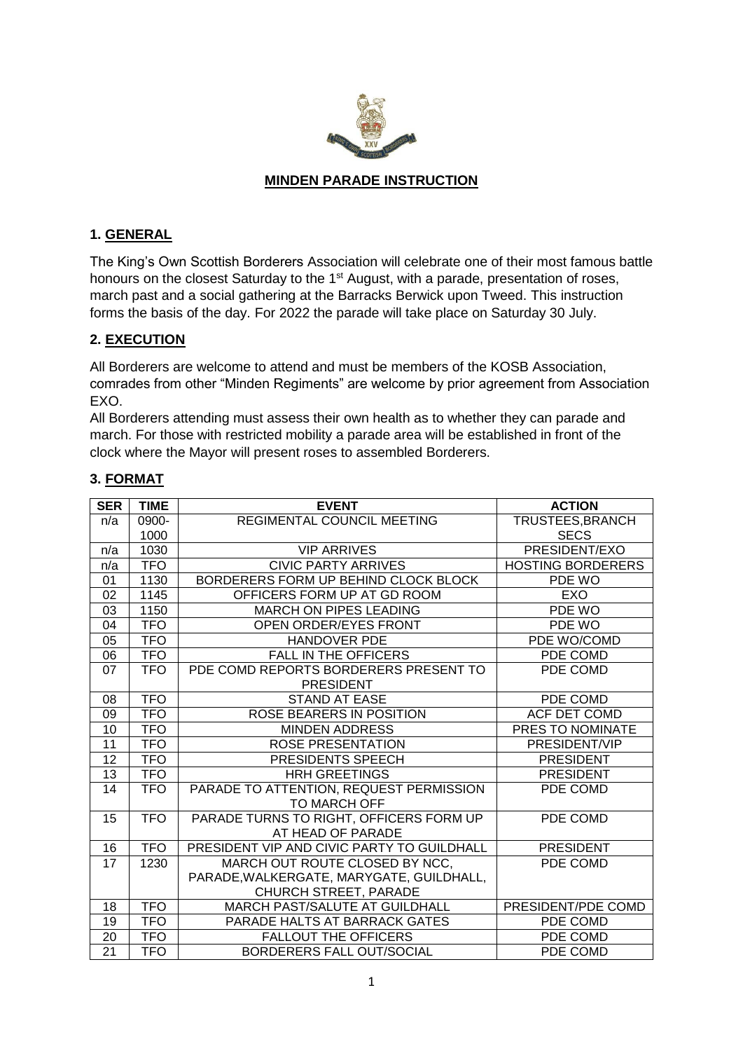**MINDEN PARADE INSTRUCTION**

## 1. GENERAL

The King's Own Scottish Borderers Association will celebrate one of their most famous battle honours on the closest Saturday to the 1st August, with a parade, presentation of roses, march past and a social gathering at the Barracks Berwick upon Tweed. This instruction forms the basis of the day. For 2022 the parade will take place on Saturday 30 July.

## 2. EXECUTION

All Borderers are welcome to attend and must be members of the KOSB Association, comrades from other "Minden Regiments" are welcome by prior agreement from Association EXO.

All Borderers attending must assess their own health as to whether they can parade and march. For those with restricted mobility a parade area will be established in front of the clock where the Mayor will present roses to assembled Borderers.

## 3. FORMAT

| SER | TIME | EVENT | ACTION |
|---|---|---|---|
| n/a | 0900-1000 | REGIMENTAL COUNCIL MEETING | TRUSTEES,BRANCH SECS |
| n/a | 1030 | VIP ARRIVES | PRESIDENT/EXO |
| n/a | TFO | CIVIC PARTY ARRIVES | HOSTING BORDERERS |
| 01 | 1130 | BORDERERS FORM UP BEHIND CLOCK BLOCK | PDE WO |
| 02 | 1145 | OFFICERS FORM UP AT GD ROOM | EXO |
| 03 | 1150 | MARCH ON PIPES LEADING | PDE WO |
| 04 | TFO | OPEN ORDER/EYES FRONT | PDE WO |
| 05 | TFO | HANDOVER PDE | PDE WO/COMD |
| 06 | TFO | FALL IN THE OFFICERS | PDE COMD |
| 07 | TFO | PDE COMD REPORTS BORDERERS PRESENT TO PRESIDENT | PDE COMD |
| 08 | TFO | STAND AT EASE | PDE COMD |
| 09 | TFO | ROSE BEARERS IN POSITION | ACF DET COMD |
| 10 | TFO | MINDEN ADDRESS | PRES TO NOMINATE |
| 11 | TFO | ROSE PRESENTATION | PRESIDENT/VIP |
| 12 | TFO | PRESIDENTS SPEECH | PRESIDENT |
| 13 | TFO | HRH GREETINGS | PRESIDENT |
| 14 | TFO | PARADE TO ATTENTION, REQUEST PERMISSION TO MARCH OFF | PDE COMD |
| 15 | TFO | PARADE TURNS TO RIGHT, OFFICERS FORM UP AT HEAD OF PARADE | PDE COMD |
| 16 | TFO | PRESIDENT VIP AND CIVIC PARTY TO GUILDHALL | PRESIDENT |
| 17 | 1230 | MARCH OUT ROUTE CLOSED BY NCC, PARADE,WALKERGATE, MARYGATE, GUILDHALL, CHURCH STREET, PARADE | PDE COMD |
| 18 | TFO | MARCH PAST/SALUTE AT GUILDHALL | PRESIDENT/PDE COMD |
| 19 | TFO | PARADE HALTS AT BARRACK GATES | PDE COMD |
| 20 | TFO | FALLOUT THE OFFICERS | PDE COMD |
| 21 | TFO | BORDERERS FALL OUT/SOCIAL | PDE COMD |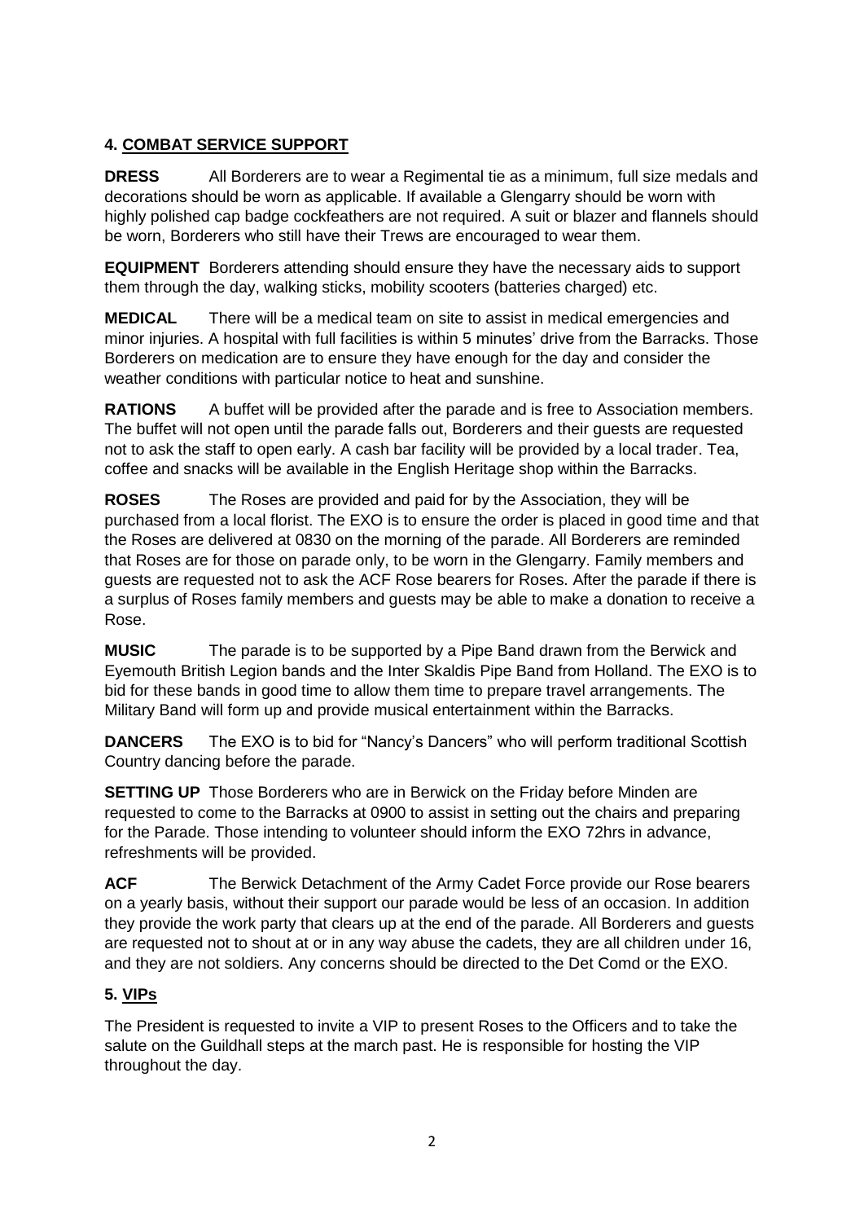## 4. COMBAT SERVICE SUPPORT

**DRESS** All Borderers are to wear a Regimental tie as a minimum, full size medals and decorations should be worn as applicable. If available a Glengarry should be worn with highly polished cap badge cockfeathers are not required. A suit or blazer and flannels should be worn, Borderers who still have their Trews are encouraged to wear them.

**EQUIPMENT** Borderers attending should ensure they have the necessary aids to support them through the day, walking sticks, mobility scooters (batteries charged) etc.

**MEDICAL** There will be a medical team on site to assist in medical emergencies and minor injuries. A hospital with full facilities is within 5 minutes' drive from the Barracks. Those Borderers on medication are to ensure they have enough for the day and consider the weather conditions with particular notice to heat and sunshine.

**RATIONS** A buffet will be provided after the parade and is free to Association members. The buffet will not open until the parade falls out, Borderers and their guests are requested not to ask the staff to open early. A cash bar facility will be provided by a local trader. Tea, coffee and snacks will be available in the English Heritage shop within the Barracks.

**ROSES** The Roses are provided and paid for by the Association, they will be purchased from a local florist. The EXO is to ensure the order is placed in good time and that the Roses are delivered at 0830 on the morning of the parade. All Borderers are reminded that Roses are for those on parade only, to be worn in the Glengarry. Family members and guests are requested not to ask the ACF Rose bearers for Roses. After the parade if there is a surplus of Roses family members and guests may be able to make a donation to receive a Rose.

**MUSIC** The parade is to be supported by a Pipe Band drawn from the Berwick and Eyemouth British Legion bands and the Inter Skaldis Pipe Band from Holland. The EXO is to bid for these bands in good time to allow them time to prepare travel arrangements. The Military Band will form up and provide musical entertainment within the Barracks.

**DANCERS** The EXO is to bid for "Nancy's Dancers" who will perform traditional Scottish Country dancing before the parade.

**SETTING UP** Those Borderers who are in Berwick on the Friday before Minden are requested to come to the Barracks at 0900 to assist in setting out the chairs and preparing for the Parade. Those intending to volunteer should inform the EXO 72hrs in advance, refreshments will be provided.

**ACF** The Berwick Detachment of the Army Cadet Force provide our Rose bearers on a yearly basis, without their support our parade would be less of an occasion. In addition they provide the work party that clears up at the end of the parade. All Borderers and guests are requested not to shout at or in any way abuse the cadets, they are all children under 16, and they are not soldiers. Any concerns should be directed to the Det Comd or the EXO.

## 5. VIPs

The President is requested to invite a VIP to present Roses to the Officers and to take the salute on the Guildhall steps at the march past. He is responsible for hosting the VIP throughout the day.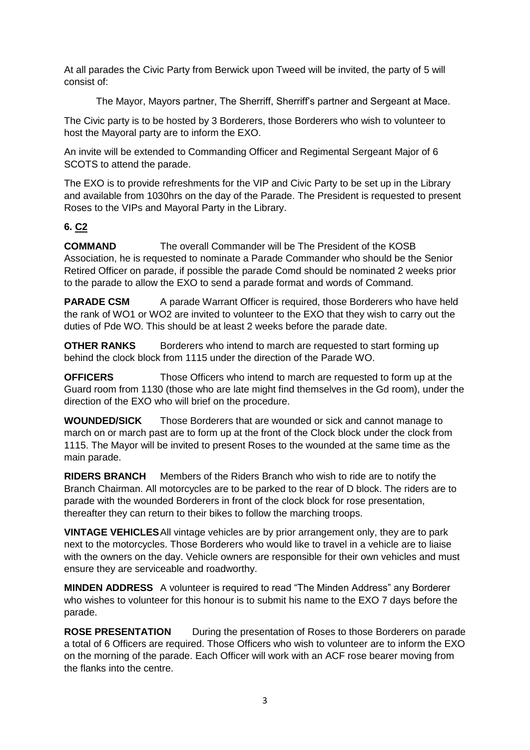At all parades the Civic Party from Berwick upon Tweed will be invited, the party of 5 will consist of:

The Mayor, Mayors partner, The Sherriff, Sherriff's partner and Sergeant at Mace.

The Civic party is to be hosted by 3 Borderers, those Borderers who wish to volunteer to host the Mayoral party are to inform the EXO.

An invite will be extended to Commanding Officer and Regimental Sergeant Major of 6 SCOTS to attend the parade.

The EXO is to provide refreshments for the VIP and Civic Party to be set up in the Library and available from 1030hrs on the day of the Parade. The President is requested to present Roses to the VIPs and Mayoral Party in the Library.

## 6. C2

**COMMAND** The overall Commander will be The President of the KOSB Association, he is requested to nominate a Parade Commander who should be the Senior Retired Officer on parade, if possible the parade Comd should be nominated 2 weeks prior to the parade to allow the EXO to send a parade format and words of Command.

**PARADE CSM** A parade Warrant Officer is required, those Borderers who have held the rank of WO1 or WO2 are invited to volunteer to the EXO that they wish to carry out the duties of Pde WO. This should be at least 2 weeks before the parade date.

**OTHER RANKS** Borderers who intend to march are requested to start forming up behind the clock block from 1115 under the direction of the Parade WO.

**OFFICERS** Those Officers who intend to march are requested to form up at the Guard room from 1130 (those who are late might find themselves in the Gd room), under the direction of the EXO who will brief on the procedure.

**WOUNDED/SICK** Those Borderers that are wounded or sick and cannot manage to march on or march past are to form up at the front of the Clock block under the clock from 1115. The Mayor will be invited to present Roses to the wounded at the same time as the main parade.

**RIDERS BRANCH** Members of the Riders Branch who wish to ride are to notify the Branch Chairman. All motorcycles are to be parked to the rear of D block. The riders are to parade with the wounded Borderers in front of the clock block for rose presentation, thereafter they can return to their bikes to follow the marching troops.

**VINTAGE VEHICLES** All vintage vehicles are by prior arrangement only, they are to park next to the motorcycles. Those Borderers who would like to travel in a vehicle are to liaise with the owners on the day. Vehicle owners are responsible for their own vehicles and must ensure they are serviceable and roadworthy.

**MINDEN ADDRESS** A volunteer is required to read "The Minden Address" any Borderer who wishes to volunteer for this honour is to submit his name to the EXO 7 days before the parade.

**ROSE PRESENTATION** During the presentation of Roses to those Borderers on parade a total of 6 Officers are required. Those Officers who wish to volunteer are to inform the EXO on the morning of the parade. Each Officer will work with an ACF rose bearer moving from the flanks into the centre.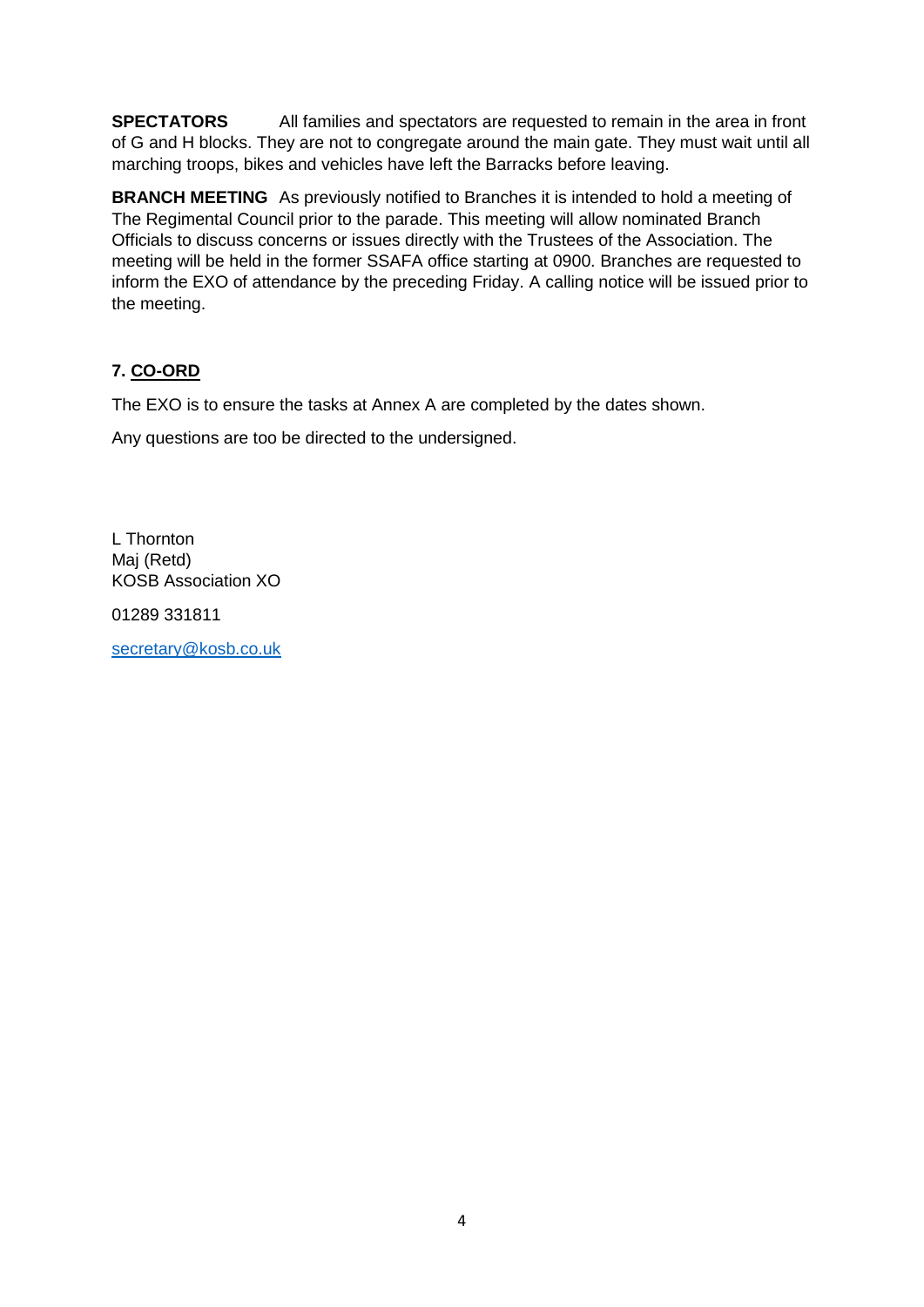**SPECTATORS** All families and spectators are requested to remain in the area in front of G and H blocks. They are not to congregate around the main gate. They must wait until all marching troops, bikes and vehicles have left the Barracks before leaving.

**BRANCH MEETING** As previously notified to Branches it is intended to hold a meeting of The Regimental Council prior to the parade. This meeting will allow nominated Branch Officials to discuss concerns or issues directly with the Trustees of the Association. The meeting will be held in the former SSAFA office starting at 0900. Branches are requested to inform the EXO of attendance by the preceding Friday. A calling notice will be issued prior to the meeting.

**7. <u>CO-ORD</u>**

The EXO is to ensure the tasks at Annex A are completed by the dates shown.

Any questions are too be directed to the undersigned.

L Thornton
Maj (Retd)
KOSB Association XO

01289 331811

secretary@kosb.co.uk